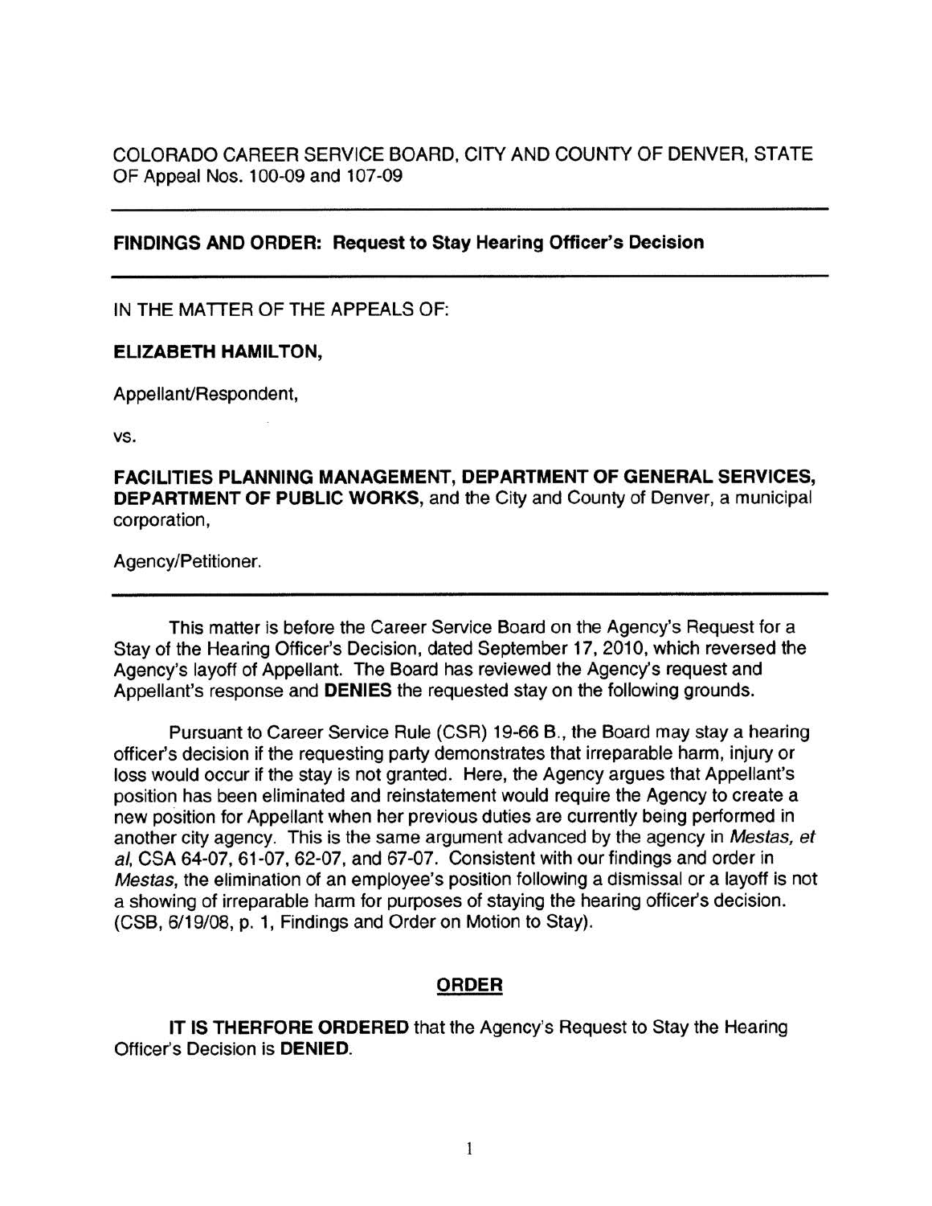COLORADO CAREER SERVICE BOARD, CITY AND COUNTY OF DENVER, STATE OF Appeal Nos. 100-09 and 107-09

---

**FINDINGS AND ORDER: Request to Stay Hearing Officer's Decision**

---

IN THE MATTER OF THE APPEALS OF:

**ELIZABETH HAMILTON,**

Appellant/Respondent,

vs.

**FACILITIES PLANNING MANAGEMENT, DEPARTMENT OF GENERAL SERVICES, DEPARTMENT OF PUBLIC WORKS,** and the City and County of Denver, a municipal corporation,

Agency/Petitioner.

---

This matter is before the Career Service Board on the Agency's Request for a Stay of the Hearing Officer's Decision, dated September 17, 2010, which reversed the Agency's layoff of Appellant. The Board has reviewed the Agency's request and Appellant's response and **DENIES** the requested stay on the following grounds.

Pursuant to Career Service Rule (CSR) 19-66 B., the Board may stay a hearing officer's decision if the requesting party demonstrates that irreparable harm, injury or loss would occur if the stay is not granted. Here, the Agency argues that Appellant's position has been eliminated and reinstatement would require the Agency to create a new position for Appellant when her previous duties are currently being performed in another city agency. This is the same argument advanced by the agency in *Mestas, et al*, CSA 64-07, 61-07, 62-07, and 67-07. Consistent with our findings and order in *Mestas*, the elimination of an employee's position following a dismissal or a layoff is not a showing of irreparable harm for purposes of staying the hearing officer's decision. (CSB, 6/19/08, p. 1, Findings and Order on Motion to Stay).

## ORDER

**IT IS THERFORE ORDERED** that the Agency's Request to Stay the Hearing Officer's Decision is **DENIED**.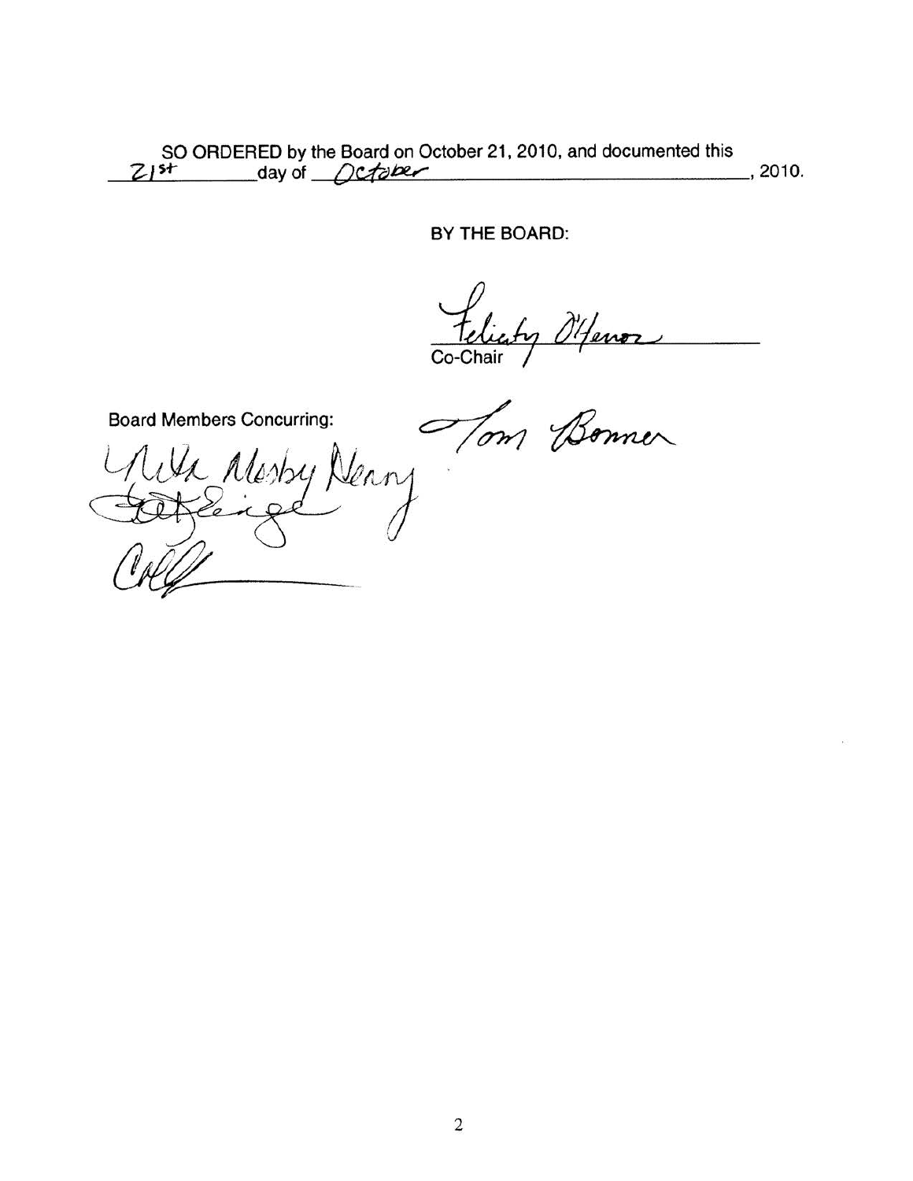SO ORDERED by the Board on October 21, 2010, and documented this 21st day of October, 2010.

BY THE BOARD:

Felicity O'Herron
Co-Chair

Board Members Concurring:

Tom Bonner

Nita Mosby Henry

[signature]

[signature]